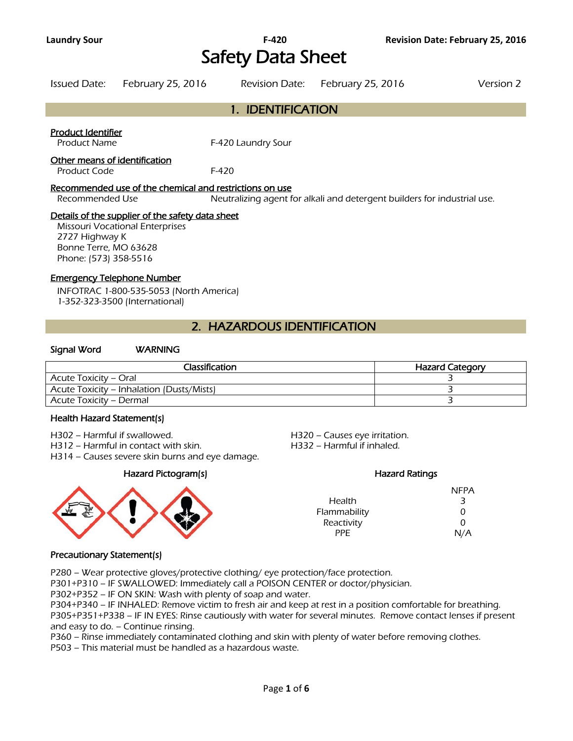# Safety Data Sheet

Issued Date: February 25, 2016 Revision Date: February 25, 2016 Version 2

## 1. IDENTIFICATION

**Product Identifier**

Product Name F-420 Laundry Sour

**Other means of identification**

Product Code F-420

**Recommended use of the chemical and restrictions on use**

Recommended Use Neutralizing agent for alkali and detergent builders for industrial use.

**Details of the supplier of the safety data sheet**

Missouri Vocational Enterprises
2727 Highway K
Bonne Terre, MO 63628
Phone: (573) 358-5516

**Emergency Telephone Number**

INFOTRAC 1-800-535-5053 (North America)
1-352-323-3500 (International)

## 2. HAZARDOUS IDENTIFICATION

**Signal Word** WARNING

| Classification | Hazard Category |
|---|---|
| Acute Toxicity – Oral | 3 |
| Acute Toxicity – Inhalation (Dusts/Mists) | 3 |
| Acute Toxicity – Dermal | 3 |

### Health Hazard Statement(s)

H302 – Harmful if swallowed.
H312 – Harmful in contact with skin.
H314 – Causes severe skin burns and eye damage.
H320 – Causes eye irritation.
H332 – Harmful if inhaled.

### Hazard Pictogram(s)

### Hazard Ratings

| | NFPA |
|---|---|
| Health | 3 |
| Flammability | 0 |
| Reactivity | 0 |
| PPE | N/A |

### Precautionary Statement(s)

P280 – Wear protective gloves/protective clothing/ eye protection/face protection.
P301+P310 – IF SWALLOWED: Immediately call a POISON CENTER or doctor/physician.
P302+P352 – IF ON SKIN: Wash with plenty of soap and water.
P304+P340 – IF INHALED: Remove victim to fresh air and keep at rest in a position comfortable for breathing.
P305+P351+P338 – IF IN EYES: Rinse cautiously with water for several minutes. Remove contact lenses if present and easy to do. – Continue rinsing.
P360 – Rinse immediately contaminated clothing and skin with plenty of water before removing clothes.
P503 – This material must be handled as a hazardous waste.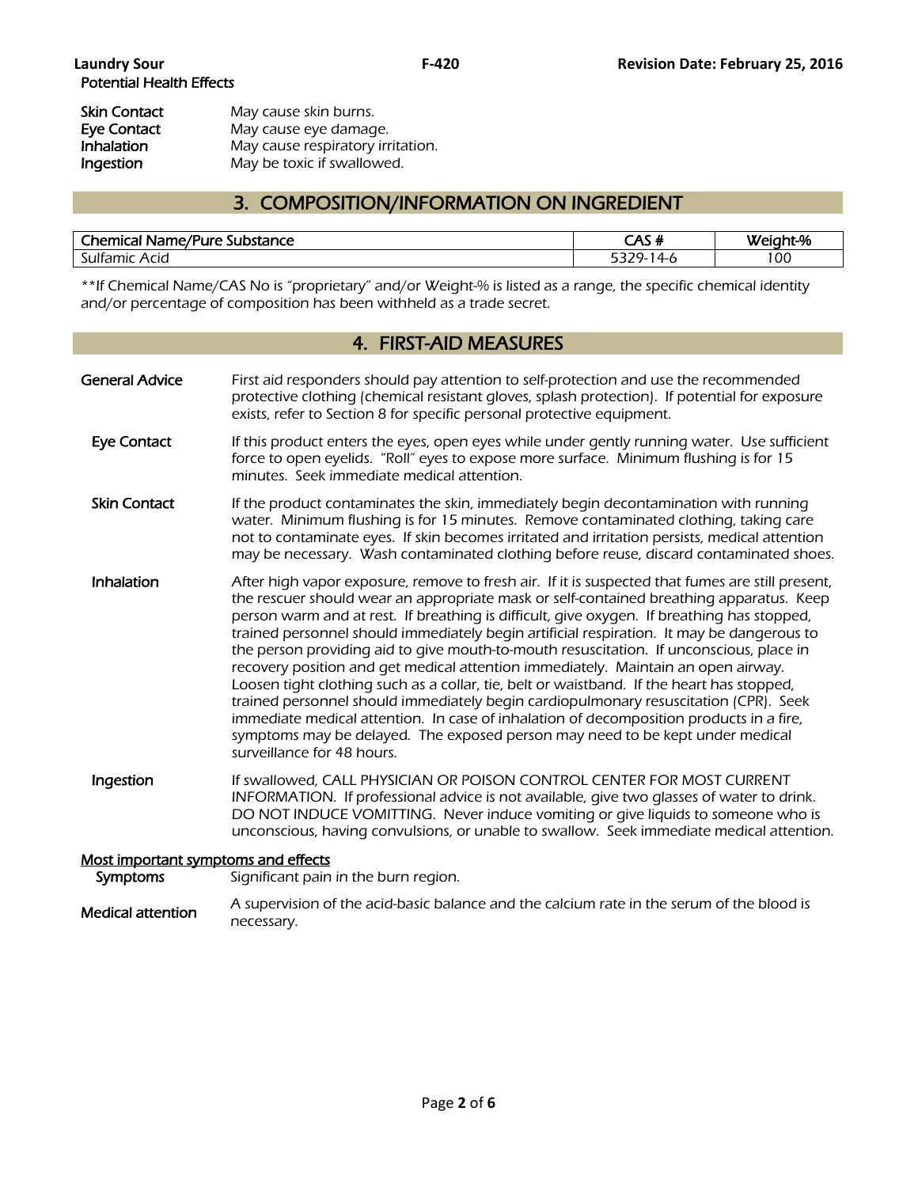Potential Health Effects

**Skin Contact** May cause skin burns.
**Eye Contact** May cause eye damage.
**Inhalation** May cause respiratory irritation.
**Ingestion** May be toxic if swallowed.

## 3. COMPOSITION/INFORMATION ON INGREDIENT

| Chemical Name/Pure Substance | CAS # | Weight-% |
|---|---|---|
| Sulfamic Acid | 5329-14-6 | 100 |

*\*\*If Chemical Name/CAS No is "proprietary" and/or Weight-% is listed as a range, the specific chemical identity and/or percentage of composition has been withheld as a trade secret.*

## 4. FIRST-AID MEASURES

**General Advice** First aid responders should pay attention to self-protection and use the recommended protective clothing (chemical resistant gloves, splash protection). If potential for exposure exists, refer to Section 8 for specific personal protective equipment.

**Eye Contact** If this product enters the eyes, open eyes while under gently running water. Use sufficient force to open eyelids. "Roll" eyes to expose more surface. Minimum flushing is for 15 minutes. Seek immediate medical attention.

**Skin Contact** If the product contaminates the skin, immediately begin decontamination with running water. Minimum flushing is for 15 minutes. Remove contaminated clothing, taking care not to contaminate eyes. If skin becomes irritated and irritation persists, medical attention may be necessary. Wash contaminated clothing before reuse, discard contaminated shoes.

**Inhalation** After high vapor exposure, remove to fresh air. If it is suspected that fumes are still present, the rescuer should wear an appropriate mask or self-contained breathing apparatus. Keep person warm and at rest. If breathing is difficult, give oxygen. If breathing has stopped, trained personnel should immediately begin artificial respiration. It may be dangerous to the person providing aid to give mouth-to-mouth resuscitation. If unconscious, place in recovery position and get medical attention immediately. Maintain an open airway. Loosen tight clothing such as a collar, tie, belt or waistband. If the heart has stopped, trained personnel should immediately begin cardiopulmonary resuscitation (CPR). Seek immediate medical attention. In case of inhalation of decomposition products in a fire, symptoms may be delayed. The exposed person may need to be kept under medical surveillance for 48 hours.

**Ingestion** If swallowed, CALL PHYSICIAN OR POISON CONTROL CENTER FOR MOST CURRENT INFORMATION. If professional advice is not available, give two glasses of water to drink. DO NOT INDUCE VOMITTING. Never induce vomiting or give liquids to someone who is unconscious, having convulsions, or unable to swallow. Seek immediate medical attention.

**Most important symptoms and effects**

**Symptoms** Significant pain in the burn region.

**Medical attention** A supervision of the acid-basic balance and the calcium rate in the serum of the blood is necessary.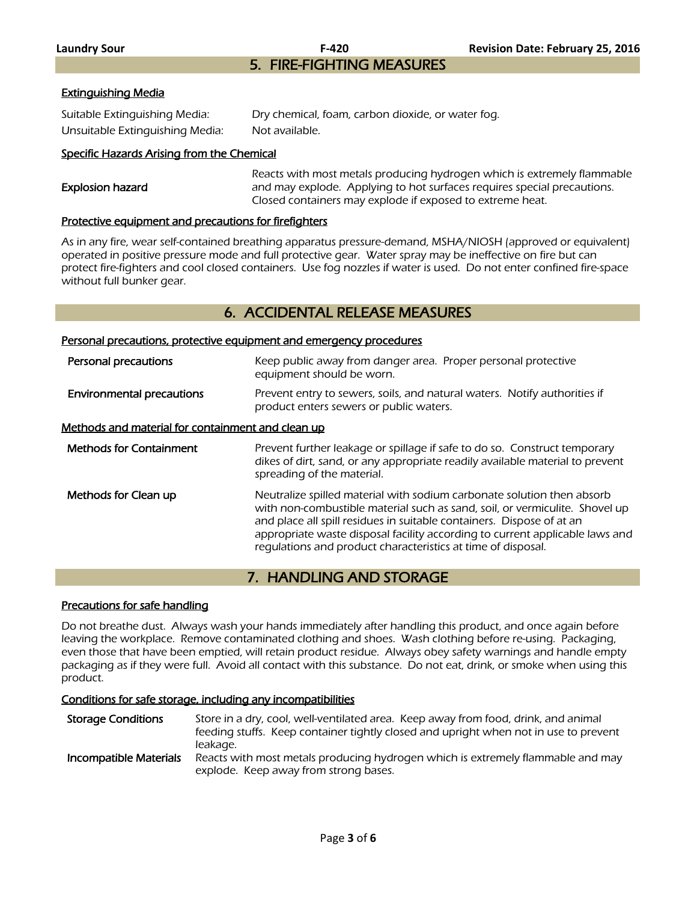## 5. FIRE-FIGHTING MEASURES

### Extinguishing Media

Suitable Extinguishing Media: Dry chemical, foam, carbon dioxide, or water fog.

Unsuitable Extinguishing Media: Not available.

### Specific Hazards Arising from the Chemical

**Explosion hazard**: Reacts with most metals producing hydrogen which is extremely flammable and may explode. Applying to hot surfaces requires special precautions. Closed containers may explode if exposed to extreme heat.

### Protective equipment and precautions for firefighters

*As in any fire, wear self-contained breathing apparatus pressure-demand, MSHA/NIOSH (approved or equivalent) operated in positive pressure mode and full protective gear. Water spray may be ineffective on fire but can protect fire-fighters and cool closed containers. Use fog nozzles if water is used. Do not enter confined fire-space without full bunker gear.*

## 6. ACCIDENTAL RELEASE MEASURES

### Personal precautions, protective equipment and emergency procedures

**Personal precautions**: Keep public away from danger area. Proper personal protective equipment should be worn.

**Environmental precautions**: Prevent entry to sewers, soils, and natural waters. Notify authorities if product enters sewers or public waters.

### Methods and material for containment and clean up

**Methods for Containment**: Prevent further leakage or spillage if safe to do so. Construct temporary dikes of dirt, sand, or any appropriate readily available material to prevent spreading of the material.

**Methods for Clean up**: Neutralize spilled material with sodium carbonate solution then absorb with non-combustible material such as sand, soil, or vermiculite. Shovel up and place all spill residues in suitable containers. Dispose of at an appropriate waste disposal facility according to current applicable laws and regulations and product characteristics at time of disposal.

## 7. HANDLING AND STORAGE

### Precautions for safe handling

*Do not breathe dust. Always wash your hands immediately after handling this product, and once again before leaving the workplace. Remove contaminated clothing and shoes. Wash clothing before re-using. Packaging, even those that have been emptied, will retain product residue. Always obey safety warnings and handle empty packaging as if they were full. Avoid all contact with this substance. Do not eat, drink, or smoke when using this product.*

### Conditions for safe storage, including any incompatibilities

**Storage Conditions**: Store in a dry, cool, well-ventilated area. Keep away from food, drink, and animal feeding stuffs. Keep container tightly closed and upright when not in use to prevent leakage.

**Incompatible Materials**: Reacts with most metals producing hydrogen which is extremely flammable and may explode. Keep away from strong bases.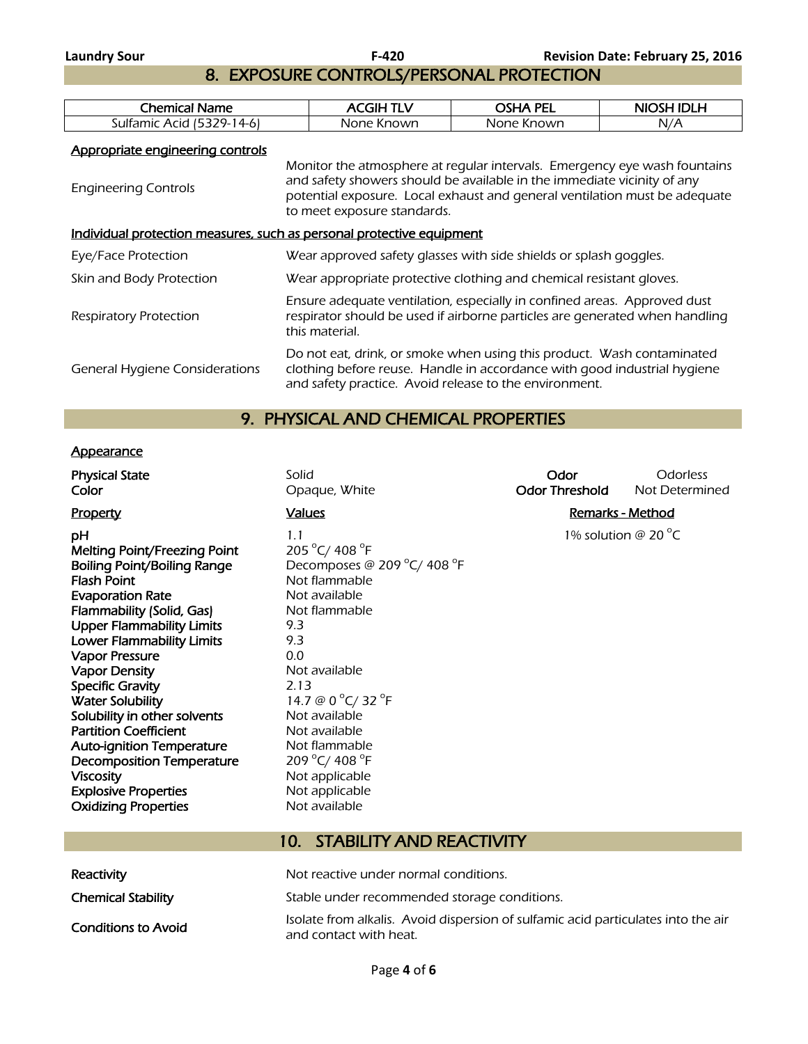## 8. EXPOSURE CONTROLS/PERSONAL PROTECTION

| Chemical Name | ACGIH TLV | OSHA PEL | NIOSH IDLH |
|---|---|---|---|
| Sulfamic Acid (5329-14-6) | None Known | None Known | N/A |

**Appropriate engineering controls**

| | |
|---|---|
| Engineering Controls | Monitor the atmosphere at regular intervals. Emergency eye wash fountains and safety showers should be available in the immediate vicinity of any potential exposure. Local exhaust and general ventilation must be adequate to meet exposure standards. |

**Individual protection measures, such as personal protective equipment**

| | |
|---|---|
| Eye/Face Protection | Wear approved safety glasses with side shields or splash goggles. |
| Skin and Body Protection | Wear appropriate protective clothing and chemical resistant gloves. |
| Respiratory Protection | Ensure adequate ventilation, especially in confined areas. Approved dust respirator should be used if airborne particles are generated when handling this material. |
| General Hygiene Considerations | Do not eat, drink, or smoke when using this product. Wash contaminated clothing before reuse. Handle in accordance with good industrial hygiene and safety practice. Avoid release to the environment. |

## 9. PHYSICAL AND CHEMICAL PROPERTIES

**Appearance**

| | | | |
|---|---|---|---|
| **Physical State** | Solid | **Odor** | Odorless |
| **Color** | Opaque, White | **Odor Threshold** | Not Determined |

| Property | Values | Remarks - Method |
|---|---|---|
| **pH** | 1.1 | 1% solution @ 20 °C |
| **Melting Point/Freezing Point** | 205 °C/ 408 °F | |
| **Boiling Point/Boiling Range** | Decomposes @ 209 °C/ 408 °F | |
| **Flash Point** | Not flammable | |
| **Evaporation Rate** | Not available | |
| **Flammability (Solid, Gas)** | Not flammable | |
| **Upper Flammability Limits** | 9.3 | |
| **Lower Flammability Limits** | 9.3 | |
| **Vapor Pressure** | 0.0 | |
| **Vapor Density** | Not available | |
| **Specific Gravity** | 2.13 | |
| **Water Solubility** | 14.7 @ 0 °C/ 32 °F | |
| **Solubility in other solvents** | Not available | |
| **Partition Coefficient** | Not available | |
| **Auto-ignition Temperature** | Not flammable | |
| **Decomposition Temperature** | 209 °C/ 408 °F | |
| **Viscosity** | Not applicable | |
| **Explosive Properties** | Not applicable | |
| **Oxidizing Properties** | Not available | |

## 10. STABILITY AND REACTIVITY

| | |
|---|---|
| **Reactivity** | Not reactive under normal conditions. |
| **Chemical Stability** | Stable under recommended storage conditions. |
| **Conditions to Avoid** | Isolate from alkalis. Avoid dispersion of sulfamic acid particulates into the air and contact with heat. |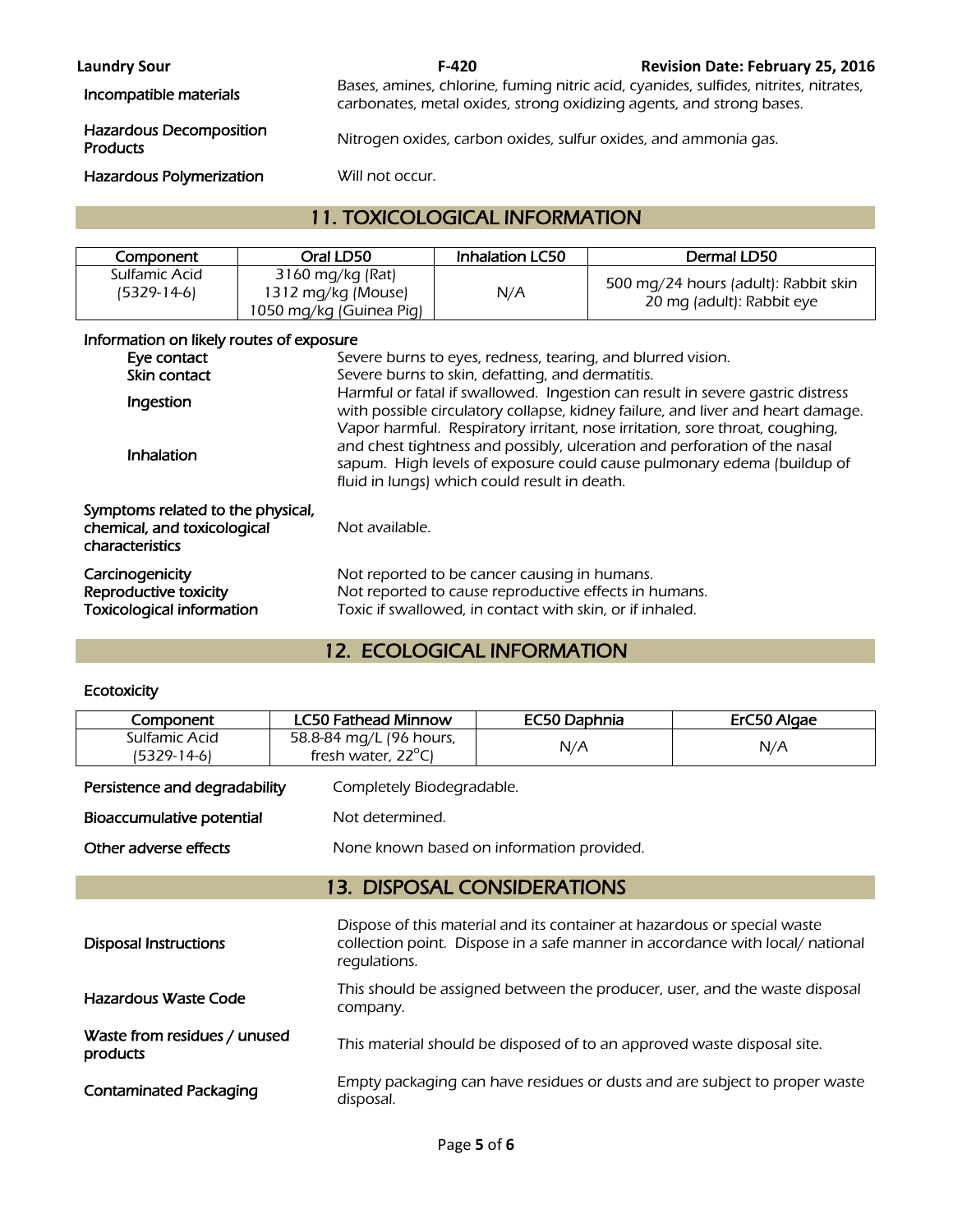| | |
|---|---|
| Incompatible materials | Bases, amines, chlorine, fuming nitric acid, cyanides, sulfides, nitrites, nitrates, carbonates, metal oxides, strong oxidizing agents, and strong bases. |
| Hazardous Decomposition Products | Nitrogen oxides, carbon oxides, sulfur oxides, and ammonia gas. |
| Hazardous Polymerization | Will not occur. |

## 11. TOXICOLOGICAL INFORMATION

| Component | Oral LD50 | Inhalation LC50 | Dermal LD50 |
|---|---|---|---|
| Sulfamic Acid (5329-14-6) | 3160 mg/kg (Rat)<br>1312 mg/kg (Mouse)<br>1050 mg/kg (Guinea Pig) | N/A | 500 mg/24 hours (adult): Rabbit skin<br>20 mg (adult): Rabbit eye |

**Information on likely routes of exposure**

| | |
|---|---|
| Eye contact | Severe burns to eyes, redness, tearing, and blurred vision. |
| Skin contact | Severe burns to skin, defatting, and dermatitis. |
| Ingestion | Harmful or fatal if swallowed. Ingestion can result in severe gastric distress with possible circulatory collapse, kidney failure, and liver and heart damage. |
| Inhalation | Vapor harmful. Respiratory irritant, nose irritation, sore throat, coughing, and chest tightness and possibly, ulceration and perforation of the nasal sapum. High levels of exposure could cause pulmonary edema (buildup of fluid in lungs) which could result in death. |

| | |
|---|---|
| Symptoms related to the physical, chemical, and toxicological characteristics | Not available. |
| Carcinogenicity | Not reported to be cancer causing in humans. |
| Reproductive toxicity | Not reported to cause reproductive effects in humans. |
| Toxicological information | Toxic if swallowed, in contact with skin, or if inhaled. |

## 12. ECOLOGICAL INFORMATION

**Ecotoxicity**

| Component | LC50 Fathead Minnow | EC50 Daphnia | ErC50 Algae |
|---|---|---|---|
| Sulfamic Acid (5329-14-6) | 58.8-84 mg/L (96 hours, fresh water, 22°C) | N/A | N/A |

| | |
|---|---|
| Persistence and degradability | Completely Biodegradable. |
| Bioaccumulative potential | Not determined. |
| Other adverse effects | None known based on information provided. |

## 13. DISPOSAL CONSIDERATIONS

| | |
|---|---|
| Disposal Instructions | Dispose of this material and its container at hazardous or special waste collection point. Dispose in a safe manner in accordance with local/ national regulations. |
| Hazardous Waste Code | This should be assigned between the producer, user, and the waste disposal company. |
| Waste from residues / unused products | This material should be disposed of to an approved waste disposal site. |
| Contaminated Packaging | Empty packaging can have residues or dusts and are subject to proper waste disposal. |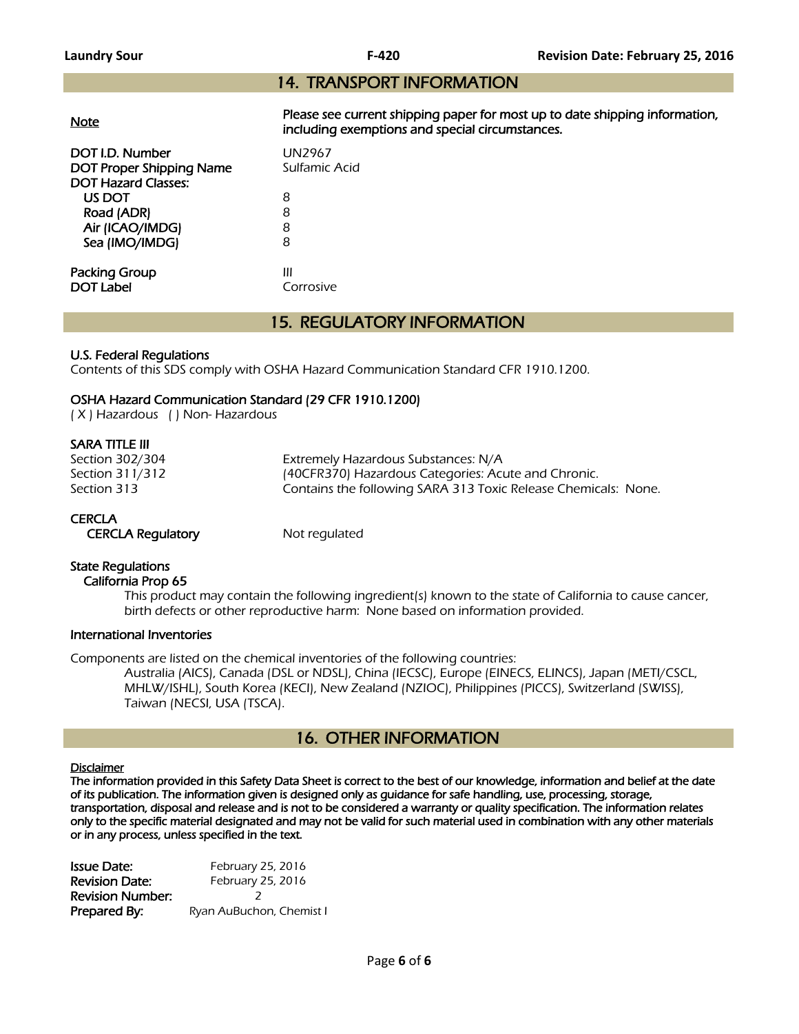## 14. TRANSPORT INFORMATION

| | |
|---|---|
| Note | **Please see current shipping paper for most up to date shipping information, including exemptions and special circumstances.** |
| DOT I.D. Number | UN2967 |
| DOT Proper Shipping Name | Sulfamic Acid |
| DOT Hazard Classes: | |
| US DOT | 8 |
| Road (ADR) | 8 |
| Air (ICAO/IMDG) | 8 |
| Sea (IMO/IMDG) | 8 |
| Packing Group | III |
| DOT Label | Corrosive |

## 15. REGULATORY INFORMATION

**U.S. Federal Regulations**
Contents of this SDS comply with OSHA Hazard Communication Standard CFR 1910.1200.

**OSHA Hazard Communication Standard (29 CFR 1910.1200)**
( X ) Hazardous ( ) Non- Hazardous

**SARA TITLE III**

| | |
|---|---|
| Section 302/304 | Extremely Hazardous Substances: N/A |
| Section 311/312 | (40CFR370) Hazardous Categories: Acute and Chronic. |
| Section 313 | Contains the following SARA 313 Toxic Release Chemicals: None. |

**CERCLA**

| | |
|---|---|
| CERCLA Regulatory | Not regulated |

**State Regulations**

**California Prop 65**

This product may contain the following ingredient(s) known to the state of California to cause cancer, birth defects or other reproductive harm: None based on information provided.

**International Inventories**

Components are listed on the chemical inventories of the following countries:
Australia (AICS), Canada (DSL or NDSL), China (IECSC), Europe (EINECS, ELINCS), Japan (METI/CSCL, MHLW/ISHL), South Korea (KECI), New Zealand (NZIOC), Philippines (PICCS), Switzerland (SWISS), Taiwan (NECSI, USA (TSCA).

## 16. OTHER INFORMATION

Disclaimer

**The information provided in this Safety Data Sheet is correct to the best of our knowledge, information and belief at the date of its publication. The information given is designed only as guidance for safe handling, use, processing, storage, transportation, disposal and release and is not to be considered a warranty or quality specification. The information relates only to the specific material designated and may not be valid for such material used in combination with any other materials or in any process, unless specified in the text.**

| | |
|---|---|
| **Issue Date:** | February 25, 2016 |
| **Revision Date:** | February 25, 2016 |
| **Revision Number:** | 2 |
| **Prepared By:** | Ryan AuBuchon, Chemist I |